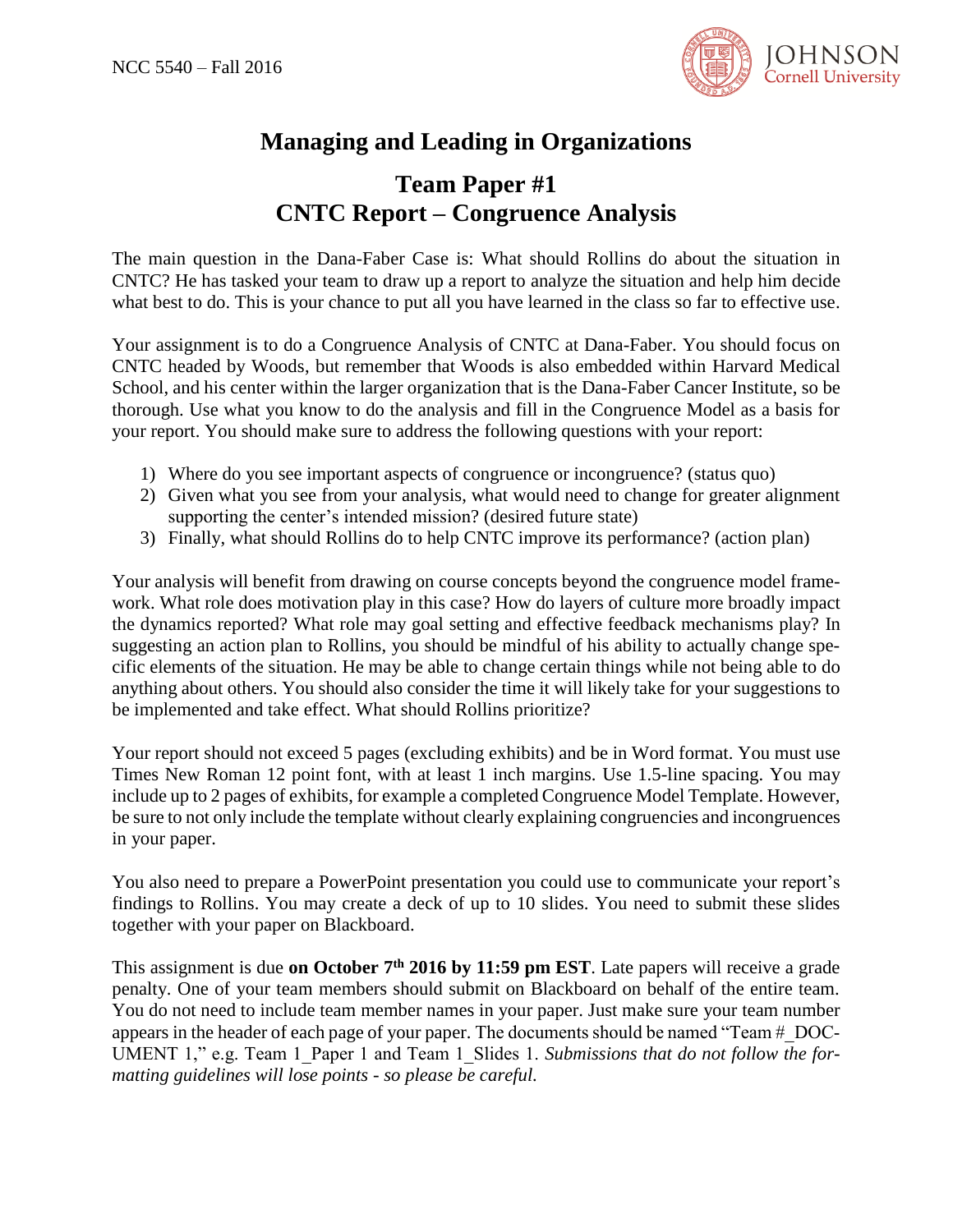NCC 5540 – Fall 2016

JOHNSON
Cornell University

# Managing and Leading in Organizations

## Team Paper #1
## CNTC Report – Congruence Analysis

The main question in the Dana-Faber Case is: What should Rollins do about the situation in CNTC? He has tasked your team to draw up a report to analyze the situation and help him decide what best to do. This is your chance to put all you have learned in the class so far to effective use.

Your assignment is to do a Congruence Analysis of CNTC at Dana-Faber. You should focus on CNTC headed by Woods, but remember that Woods is also embedded within Harvard Medical School, and his center within the larger organization that is the Dana-Faber Cancer Institute, so be thorough. Use what you know to do the analysis and fill in the Congruence Model as a basis for your report. You should make sure to address the following questions with your report:

1) Where do you see important aspects of congruence or incongruence? (status quo)
2) Given what you see from your analysis, what would need to change for greater alignment supporting the center's intended mission? (desired future state)
3) Finally, what should Rollins do to help CNTC improve its performance? (action plan)

Your analysis will benefit from drawing on course concepts beyond the congruence model framework. What role does motivation play in this case? How do layers of culture more broadly impact the dynamics reported? What role may goal setting and effective feedback mechanisms play? In suggesting an action plan to Rollins, you should be mindful of his ability to actually change specific elements of the situation. He may be able to change certain things while not being able to do anything about others. You should also consider the time it will likely take for your suggestions to be implemented and take effect. What should Rollins prioritize?

Your report should not exceed 5 pages (excluding exhibits) and be in Word format. You must use Times New Roman 12 point font, with at least 1 inch margins. Use 1.5-line spacing. You may include up to 2 pages of exhibits, for example a completed Congruence Model Template. However, be sure to not only include the template without clearly explaining congruencies and incongruences in your paper.

You also need to prepare a PowerPoint presentation you could use to communicate your report's findings to Rollins. You may create a deck of up to 10 slides. You need to submit these slides together with your paper on Blackboard.

This assignment is due **on October 7th 2016 by 11:59 pm EST**. Late papers will receive a grade penalty. One of your team members should submit on Blackboard on behalf of the entire team. You do not need to include team member names in your paper. Just make sure your team number appears in the header of each page of your paper. The documents should be named "Team #_DOCUMENT 1," e.g. Team 1_Paper 1 and Team 1_Slides 1. *Submissions that do not follow the formatting guidelines will lose points - so please be careful.*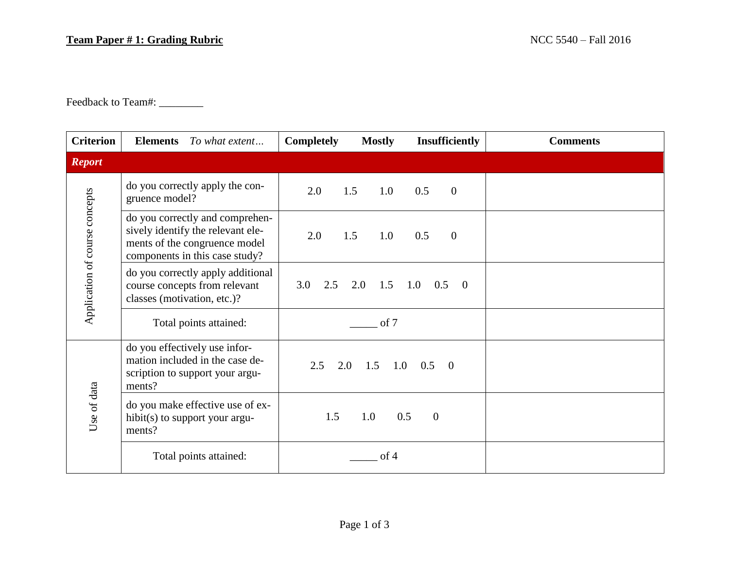**Team Paper # 1: Grading Rubric**

NCC 5540 – Fall 2016

Feedback to Team#: ________

| Criterion | Elements *To what extent…* | Completely Mostly Insufficiently | Comments |
|---|---|---|---|
| ***Report*** | | | |
| Application of course concepts | do you correctly apply the congruence model? | 2.0 1.5 1.0 0.5 0 | |
| | do you correctly and comprehensively identify the relevant elements of the congruence model components in this case study? | 2.0 1.5 1.0 0.5 0 | |
| | do you correctly apply additional course concepts from relevant classes (motivation, etc.)? | 3.0 2.5 2.0 1.5 1.0 0.5 0 | |
| | Total points attained: | _____ of 7 | |
| Use of data | do you effectively use information included in the case description to support your arguments? | 2.5 2.0 1.5 1.0 0.5 0 | |
| | do you make effective use of exhibit(s) to support your arguments? | 1.5 1.0 0.5 0 | |
| | Total points attained: | _____ of 4 | |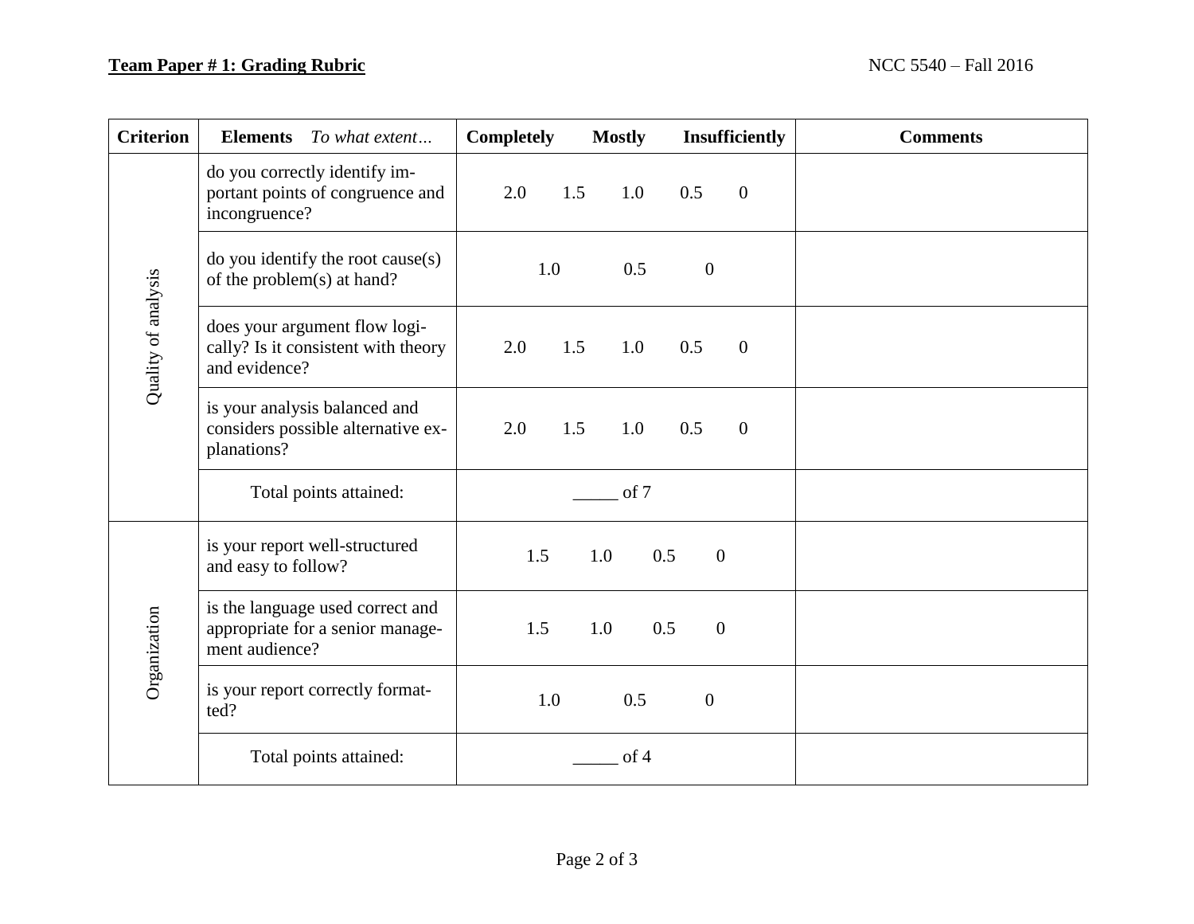**Team Paper # 1: Grading Rubric**

| Criterion | Elements *To what extent…* | Completely Mostly Insufficiently | Comments |
|---|---|---|---|
| Quality of analysis | do you correctly identify important points of congruence and incongruence? | 2.0 1.5 1.0 0.5 0 | |
| | do you identify the root cause(s) of the problem(s) at hand? | 1.0 0.5 0 | |
| | does your argument flow logically? Is it consistent with theory and evidence? | 2.0 1.5 1.0 0.5 0 | |
| | is your analysis balanced and considers possible alternative explanations? | 2.0 1.5 1.0 0.5 0 | |
| | Total points attained: | _____ of 7 | |
| Organization | is your report well-structured and easy to follow? | 1.5 1.0 0.5 0 | |
| | is the language used correct and appropriate for a senior management audience? | 1.5 1.0 0.5 0 | |
| | is your report correctly formatted? | 1.0 0.5 0 | |
| | Total points attained: | _____ of 4 | |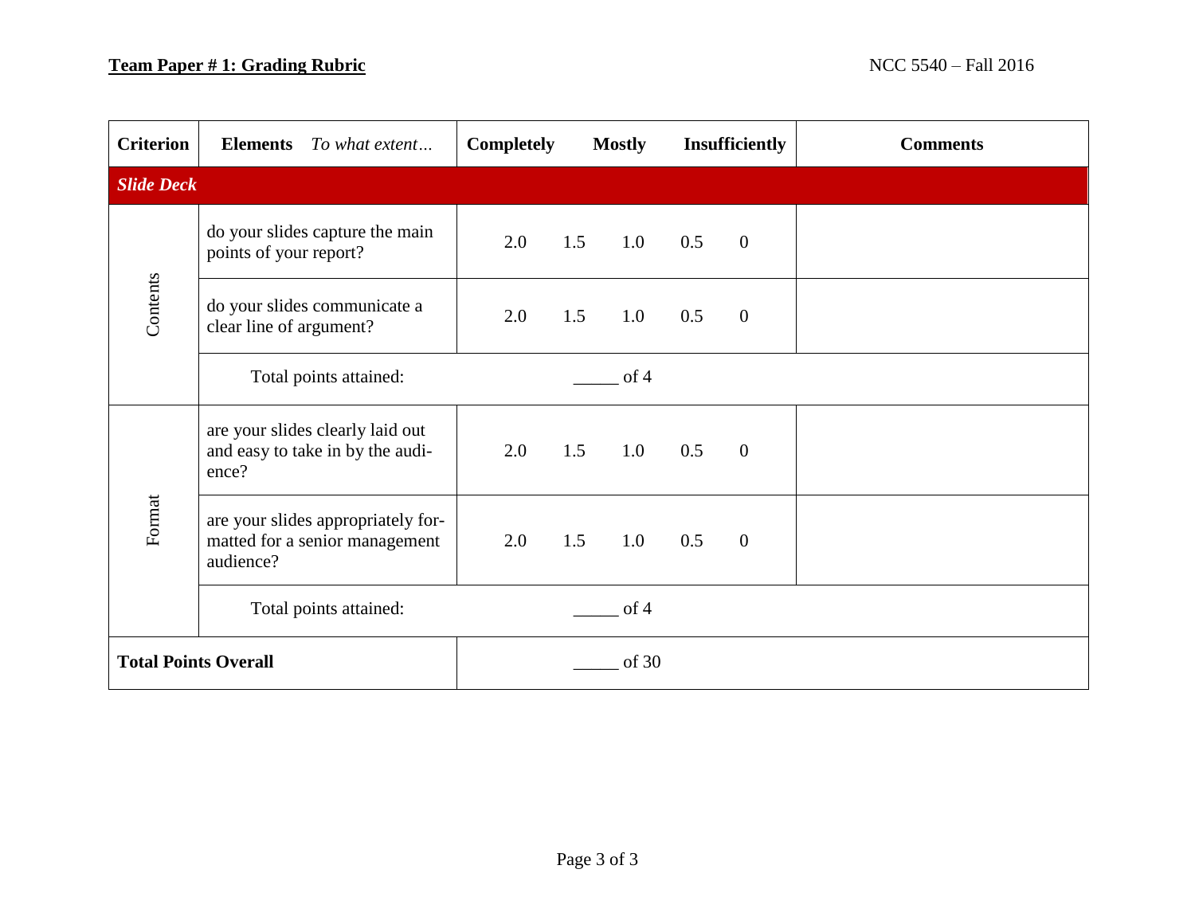| Criterion | Elements *To what extent…* | Completely | | Mostly | | Insufficiently | Comments |
|---|---|---|---|---|---|---|---|
| ***Slide Deck*** | | | | | | | |
| Contents | do your slides capture the main points of your report? | 2.0 | 1.5 | 1.0 | 0.5 | 0 | |
| | do your slides communicate a clear line of argument? | 2.0 | 1.5 | 1.0 | 0.5 | 0 | |
| | Total points attained: | | | _____ of 4 | | | |
| Format | are your slides clearly laid out and easy to take in by the audience? | 2.0 | 1.5 | 1.0 | 0.5 | 0 | |
| | are your slides appropriately formatted for a senior management audience? | 2.0 | 1.5 | 1.0 | 0.5 | 0 | |
| | Total points attained: | | | _____ of 4 | | | |
| **Total Points Overall** | | | | _____ of 30 | | | |